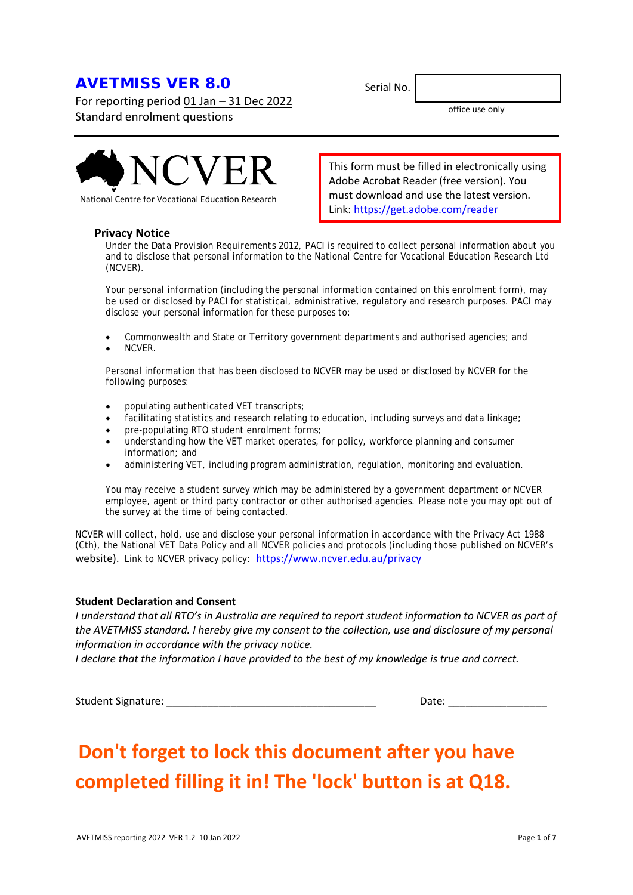# AVETMISS VER 8.0

For reporting period 01 Jan – 31 Dec 2022
Standard enrolment questions

Serial No. | | office use only

NCVER
National Centre for Vocational Education Research

This form must be filled in electronically using Adobe Acrobat Reader (free version). You must download and use the latest version. Link: https://get.adobe.com/reader

## Privacy Notice

Under the Data Provision Requirements 2012, PACI is required to collect personal information about you and to disclose that personal information to the National Centre for Vocational Education Research Ltd (NCVER).

Your personal information (including the personal information contained on this enrolment form), may be used or disclosed by PACI for statistical, administrative, regulatory and research purposes. PACI may disclose your personal information for these purposes to:

- Commonwealth and State or Territory government departments and authorised agencies; and
- NCVER.

Personal information that has been disclosed to NCVER may be used or disclosed by NCVER for the following purposes:

- populating authenticated VET transcripts;
- facilitating statistics and research relating to education, including surveys and data linkage;
- pre-populating RTO student enrolment forms;
- understanding how the VET market operates, for policy, workforce planning and consumer information; and
- administering VET, including program administration, regulation, monitoring and evaluation.

You may receive a student survey which may be administered by a government department or NCVER employee, agent or third party contractor or other authorised agencies. Please note you may opt out of the survey at the time of being contacted.

NCVER will collect, hold, use and disclose your personal information in accordance with the Privacy Act 1988 (Cth), the National VET Data Policy and all NCVER policies and protocols (including those published on NCVER's website). Link to NCVER privacy policy: https://www.ncver.edu.au/privacy

**Student Declaration and Consent**

*I understand that all RTO's in Australia are required to report student information to NCVER as part of the AVETMISS standard. I hereby give my consent to the collection, use and disclosure of my personal information in accordance with the privacy notice.*
*I declare that the information I have provided to the best of my knowledge is true and correct.*

Student Signature: ____________________________________ Date: _________________

## Don't forget to lock this document after you have completed filling it in! The 'lock' button is at Q18.

AVETMISS reporting 2022 VER 1.2 10 Jan 2022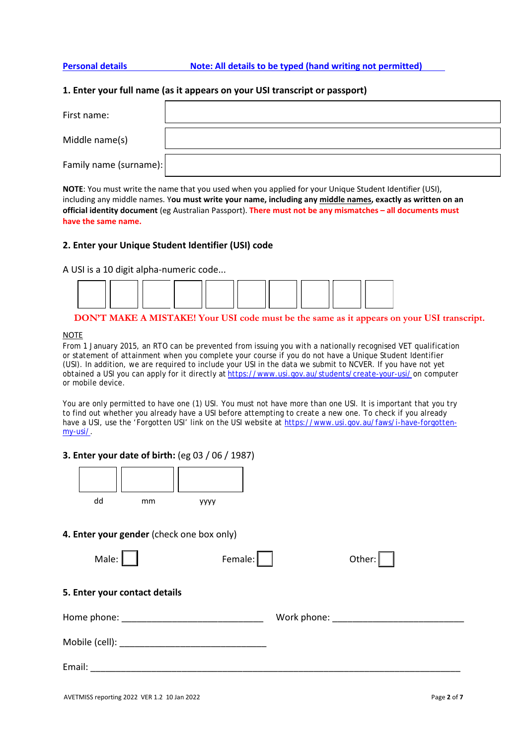**Personal details** **Note: All details to be typed (hand writing not permitted)**

### 1. Enter your full name (as it appears on your USI transcript or passport)

| | |
|---|---|
| First name: | |
| Middle name(s) | |
| Family name (surname): | |

**NOTE**: You must write the name that you used when you applied for your Unique Student Identifier (USI), including any middle names. Y**ou must write your name, including any middle names, exactly as written on an official identity document** (eg Australian Passport). **There must not be any mismatches – all documents must have the same name.**

### 2. Enter your Unique Student Identifier (USI) code

A USI is a 10 digit alpha-numeric code...

| | | | | | | | | | |
|---|---|---|---|---|---|---|---|---|---|
| | | | | | | | | | |

**DON'T MAKE A MISTAKE! Your USI code must be the same as it appears on your USI transcript.**

NOTE

From 1 January 2015, an RTO can be prevented from issuing you with a nationally recognised VET qualification or statement of attainment when you complete your course if you do not have a Unique Student Identifier (USI). In addition, we are required to include your USI in the data we submit to NCVER. If you have not yet obtained a USI you can apply for it directly at https://www.usi.gov.au/students/create-your-usi/ on computer or mobile device.

You are only permitted to have one (1) USI. You must not have more than one USI. It is important that you try to find out whether you already have a USI before attempting to create a new one. To check if you already have a USI, use the 'Forgotten USI' link on the USI website at https://www.usi.gov.au/faws/i-have-forgotten-my-usi/.

### 3. Enter your date of birth: (eg 03 / 06 / 1987)

| dd | mm | yyyy |
|---|---|---|
| | | |

### 4. Enter your gender (check one box only)

Male: ☐ Female: ☐ Other: ☐

### 5. Enter your contact details

Home phone: ____________________________ Work phone: __________________________

Mobile (cell): _____________________________

Email: ___________________________________________________________________________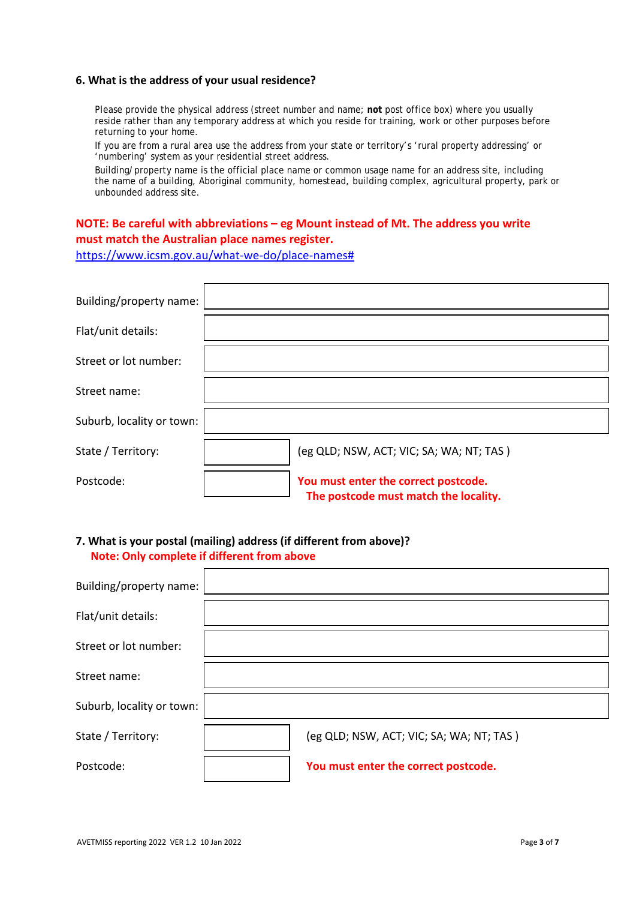### 6. What is the address of your usual residence?

Please provide the physical address (street number and name; **not** post office box) where you usually reside rather than any temporary address at which you reside for training, work or other purposes before returning to your home.

If you are from a rural area use the address from your state or territory's 'rural property addressing' or 'numbering' system as your residential street address.

Building/property name is the official place name or common usage name for an address site, including the name of a building, Aboriginal community, homestead, building complex, agricultural property, park or unbounded address site.

**NOTE: Be careful with abbreviations – eg Mount instead of Mt. The address you write must match the Australian place names register.**

https://www.icsm.gov.au/what-we-do/place-names#

| | | |
|---|---|---|
| Building/property name: | | |
| Flat/unit details: | | |
| Street or lot number: | | |
| Street name: | | |
| Suburb, locality or town: | | |
| State / Territory: | | (eg QLD; NSW, ACT; VIC; SA; WA; NT; TAS ) |
| Postcode: | | **You must enter the correct postcode. The postcode must match the locality.** |

### 7. What is your postal (mailing) address (if different from above)?

**Note: Only complete if different from above**

| | | |
|---|---|---|
| Building/property name: | | |
| Flat/unit details: | | |
| Street or lot number: | | |
| Street name: | | |
| Suburb, locality or town: | | |
| State / Territory: | | (eg QLD; NSW, ACT; VIC; SA; WA; NT; TAS ) |
| Postcode: | | **You must enter the correct postcode.** |

AVETMISS reporting 2022 VER 1.2 10 Jan 2022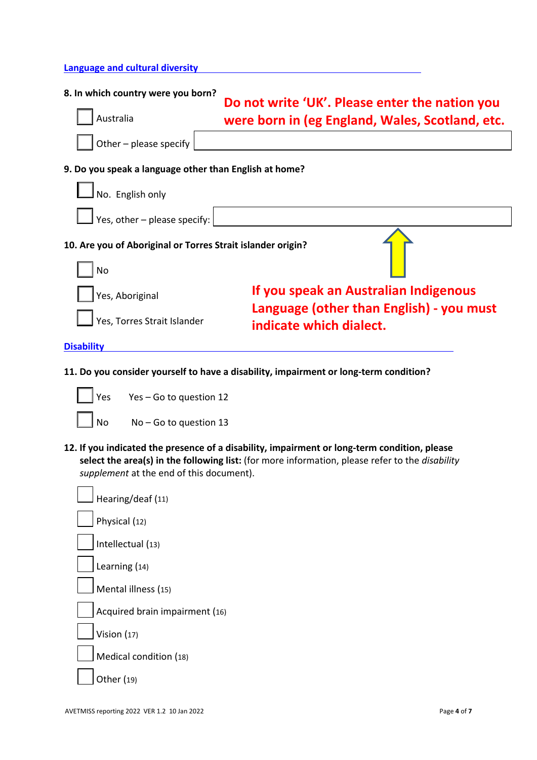## Language and cultural diversity

**8. In which country were you born?**

**Do not write 'UK'. Please enter the nation you were born in (eg England, Wales, Scotland, etc.**

- ☐ Australia
- ☐ Other – please specify ____________________

**9. Do you speak a language other than English at home?**

- ☐ No. English only
- ☐ Yes, other – please specify: ____________________

**If you speak an Australian Indigenous Language (other than English) - you must indicate which dialect.**

**10. Are you of Aboriginal or Torres Strait islander origin?**

- ☐ No
- ☐ Yes, Aboriginal
- ☐ Yes, Torres Strait Islander

## Disability

**11. Do you consider yourself to have a disability, impairment or long-term condition?**

- ☐ Yes     Yes – Go to question 12
- ☐ No     No – Go to question 13

**12. If you indicated the presence of a disability, impairment or long-term condition, please select the area(s) in the following list:** (for more information, please refer to the *disability supplement* at the end of this document).

- ☐ Hearing/deaf (11)
- ☐ Physical (12)
- ☐ Intellectual (13)
- ☐ Learning (14)
- ☐ Mental illness (15)
- ☐ Acquired brain impairment (16)
- ☐ Vision (17)
- ☐ Medical condition (18)
- ☐ Other (19)

AVETMISS reporting 2022 VER 1.2 10 Jan 2022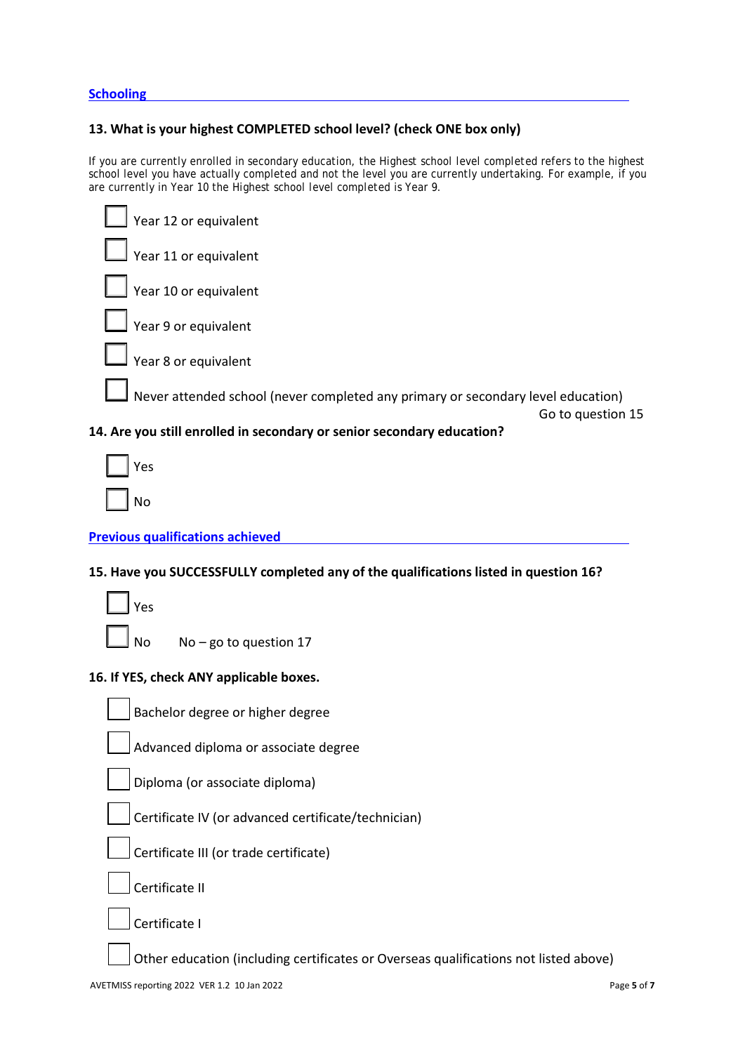## Schooling

### 13. What is your highest COMPLETED school level? (check ONE box only)

If you are currently enrolled in secondary education, the Highest school level completed refers to the highest school level you have actually completed and not the level you are currently undertaking. For example, if you are currently in Year 10 the Highest school level completed is Year 9.

- ☐ Year 12 or equivalent
- ☐ Year 11 or equivalent
- ☐ Year 10 or equivalent
- ☐ Year 9 or equivalent
- ☐ Year 8 or equivalent
- ☐ Never attended school (never completed any primary or secondary level education)
  Go to question 15

### 14. Are you still enrolled in secondary or senior secondary education?

- ☐ Yes
- ☐ No

## Previous qualifications achieved

### 15. Have you SUCCESSFULLY completed any of the qualifications listed in question 16?

- ☐ Yes
- ☐ No     No – go to question 17

### 16. If YES, check ANY applicable boxes.

- ☐ Bachelor degree or higher degree
- ☐ Advanced diploma or associate degree
- ☐ Diploma (or associate diploma)
- ☐ Certificate IV (or advanced certificate/technician)
- ☐ Certificate III (or trade certificate)
- ☐ Certificate II
- ☐ Certificate I
- ☐ Other education (including certificates or Overseas qualifications not listed above)

AVETMISS reporting 2022 VER 1.2 10 Jan 2022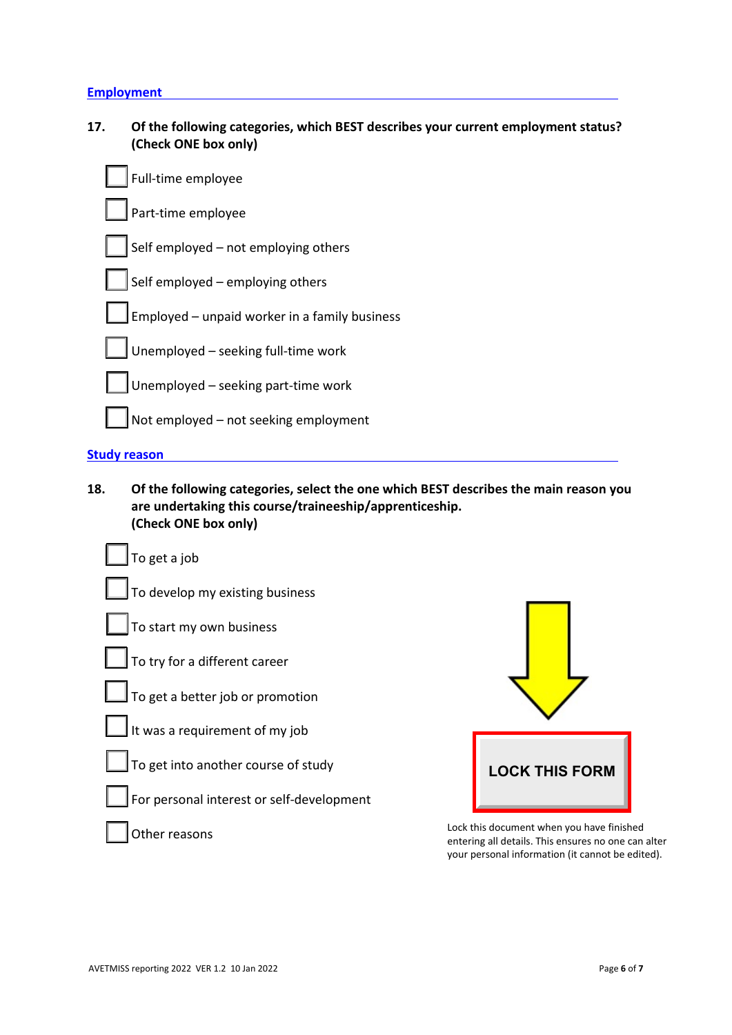## Employment

**17. Of the following categories, which BEST describes your current employment status? (Check ONE box only)**

- ☐ Full-time employee
- ☐ Part-time employee
- ☐ Self employed – not employing others
- ☐ Self employed – employing others
- ☐ Employed – unpaid worker in a family business
- ☐ Unemployed – seeking full-time work
- ☐ Unemployed – seeking part-time work
- ☐ Not employed – not seeking employment

## Study reason

**18. Of the following categories, select the one which BEST describes the main reason you are undertaking this course/traineeship/apprenticeship. (Check ONE box only)**

- ☐ To get a job
- ☐ To develop my existing business
- ☐ To start my own business
- ☐ To try for a different career
- ☐ To get a better job or promotion
- ☐ It was a requirement of my job
- ☐ To get into another course of study
- ☐ For personal interest or self-development
- ☐ Other reasons

**LOCK THIS FORM**

Lock this document when you have finished entering all details. This ensures no one can alter your personal information (it cannot be edited).

AVETMISS reporting 2022 VER 1.2 10 Jan 2022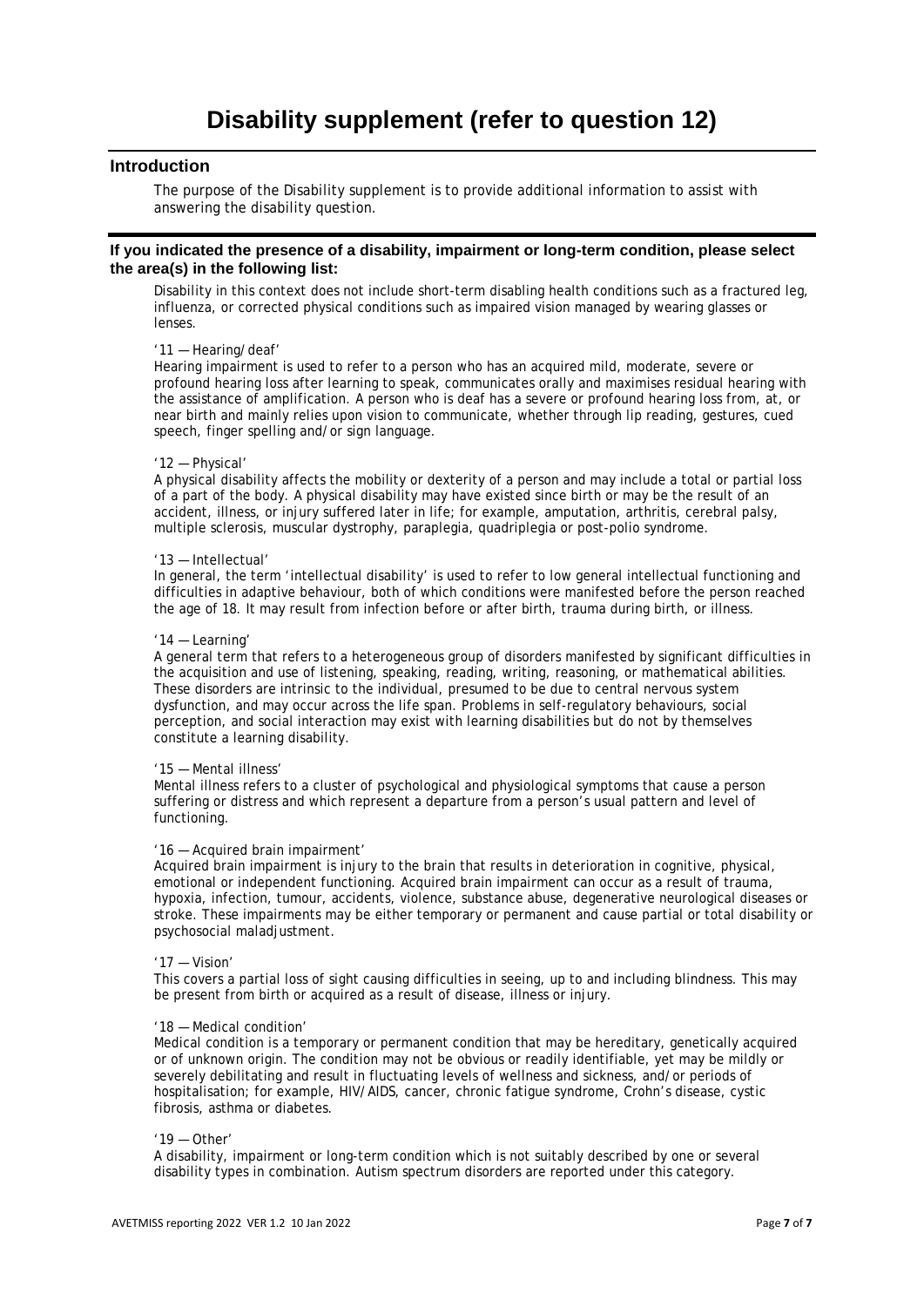# Disability supplement (refer to question 12)

## Introduction

The purpose of the Disability supplement is to provide additional information to assist with answering the disability question.

## If you indicated the presence of a disability, impairment or long-term condition, please select the area(s) in the following list:

Disability in this context does not include short-term disabling health conditions such as a fractured leg, influenza, or corrected physical conditions such as impaired vision managed by wearing glasses or lenses.

'11 — Hearing/deaf'
Hearing impairment is used to refer to a person who has an acquired mild, moderate, severe or profound hearing loss after learning to speak, communicates orally and maximises residual hearing with the assistance of amplification. A person who is deaf has a severe or profound hearing loss from, at, or near birth and mainly relies upon vision to communicate, whether through lip reading, gestures, cued speech, finger spelling and/or sign language.

'12 — Physical'
A physical disability affects the mobility or dexterity of a person and may include a total or partial loss of a part of the body. A physical disability may have existed since birth or may be the result of an accident, illness, or injury suffered later in life; for example, amputation, arthritis, cerebral palsy, multiple sclerosis, muscular dystrophy, paraplegia, quadriplegia or post-polio syndrome.

'13 — Intellectual'
In general, the term 'intellectual disability' is used to refer to low general intellectual functioning and difficulties in adaptive behaviour, both of which conditions were manifested before the person reached the age of 18. It may result from infection before or after birth, trauma during birth, or illness.

'14 — Learning'
A general term that refers to a heterogeneous group of disorders manifested by significant difficulties in the acquisition and use of listening, speaking, reading, writing, reasoning, or mathematical abilities. These disorders are intrinsic to the individual, presumed to be due to central nervous system dysfunction, and may occur across the life span. Problems in self-regulatory behaviours, social perception, and social interaction may exist with learning disabilities but do not by themselves constitute a learning disability.

'15 — Mental illness'
Mental illness refers to a cluster of psychological and physiological symptoms that cause a person suffering or distress and which represent a departure from a person's usual pattern and level of functioning.

'16 — Acquired brain impairment'
Acquired brain impairment is injury to the brain that results in deterioration in cognitive, physical, emotional or independent functioning. Acquired brain impairment can occur as a result of trauma, hypoxia, infection, tumour, accidents, violence, substance abuse, degenerative neurological diseases or stroke. These impairments may be either temporary or permanent and cause partial or total disability or psychosocial maladjustment.

'17 — Vision'
This covers a partial loss of sight causing difficulties in seeing, up to and including blindness. This may be present from birth or acquired as a result of disease, illness or injury.

'18 — Medical condition'
Medical condition is a temporary or permanent condition that may be hereditary, genetically acquired or of unknown origin. The condition may not be obvious or readily identifiable, yet may be mildly or severely debilitating and result in fluctuating levels of wellness and sickness, and/or periods of hospitalisation; for example, HIV/AIDS, cancer, chronic fatigue syndrome, Crohn's disease, cystic fibrosis, asthma or diabetes.

'19 — Other'
A disability, impairment or long-term condition which is not suitably described by one or several disability types in combination. Autism spectrum disorders are reported under this category.

AVETMISS reporting 2022 VER 1.2 10 Jan 2022